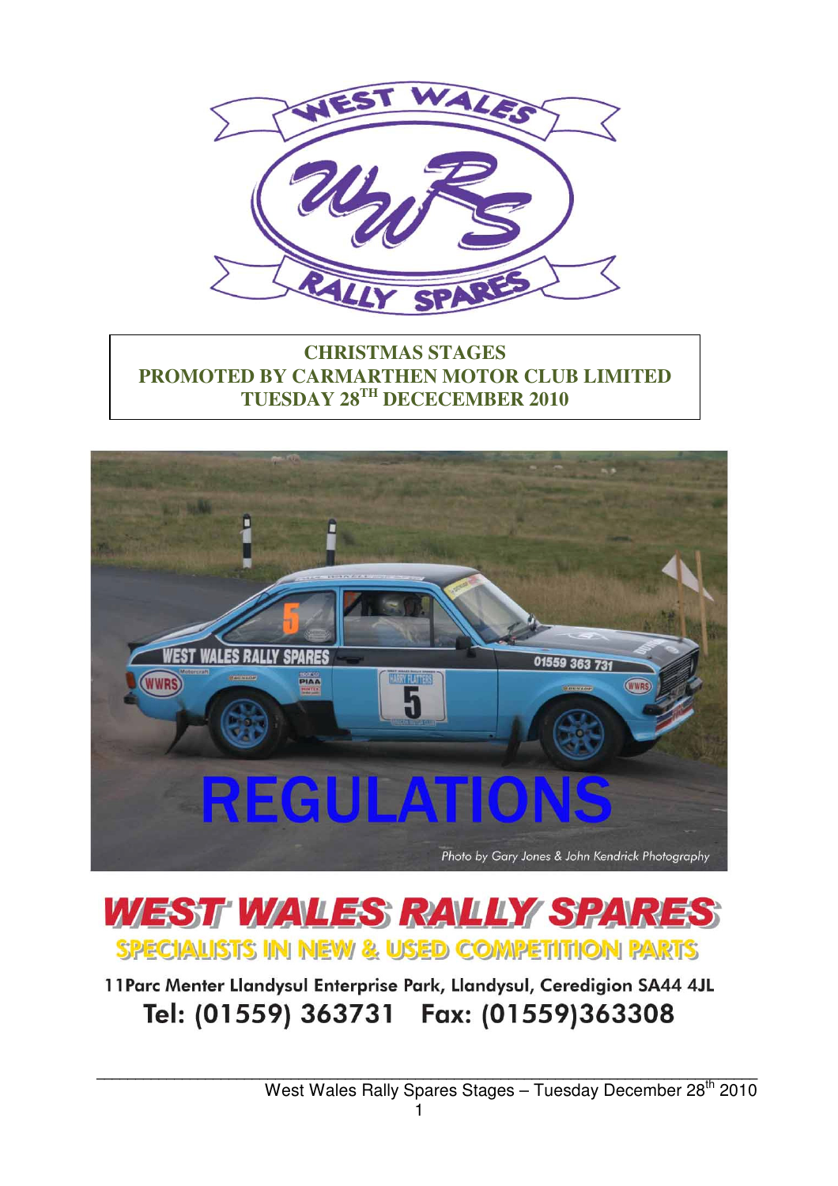**CHRISTMAS STAGES**
**PROMOTED BY CARMARTHEN MOTOR CLUB LIMITED**
**TUESDAY 28TH DECECEMBER 2010**

# REGULATIONS

Photo by Gary Jones & John Kendrick Photography

## WEST WALES RALLY SPARES

**SPECIALISTS IN NEW & USED COMPETITION PARTS**

11Parc Menter Llandysul Enterprise Park, Llandysul, Ceredigion SA44 4JL

Tel: (01559) 363731 Fax: (01559)363308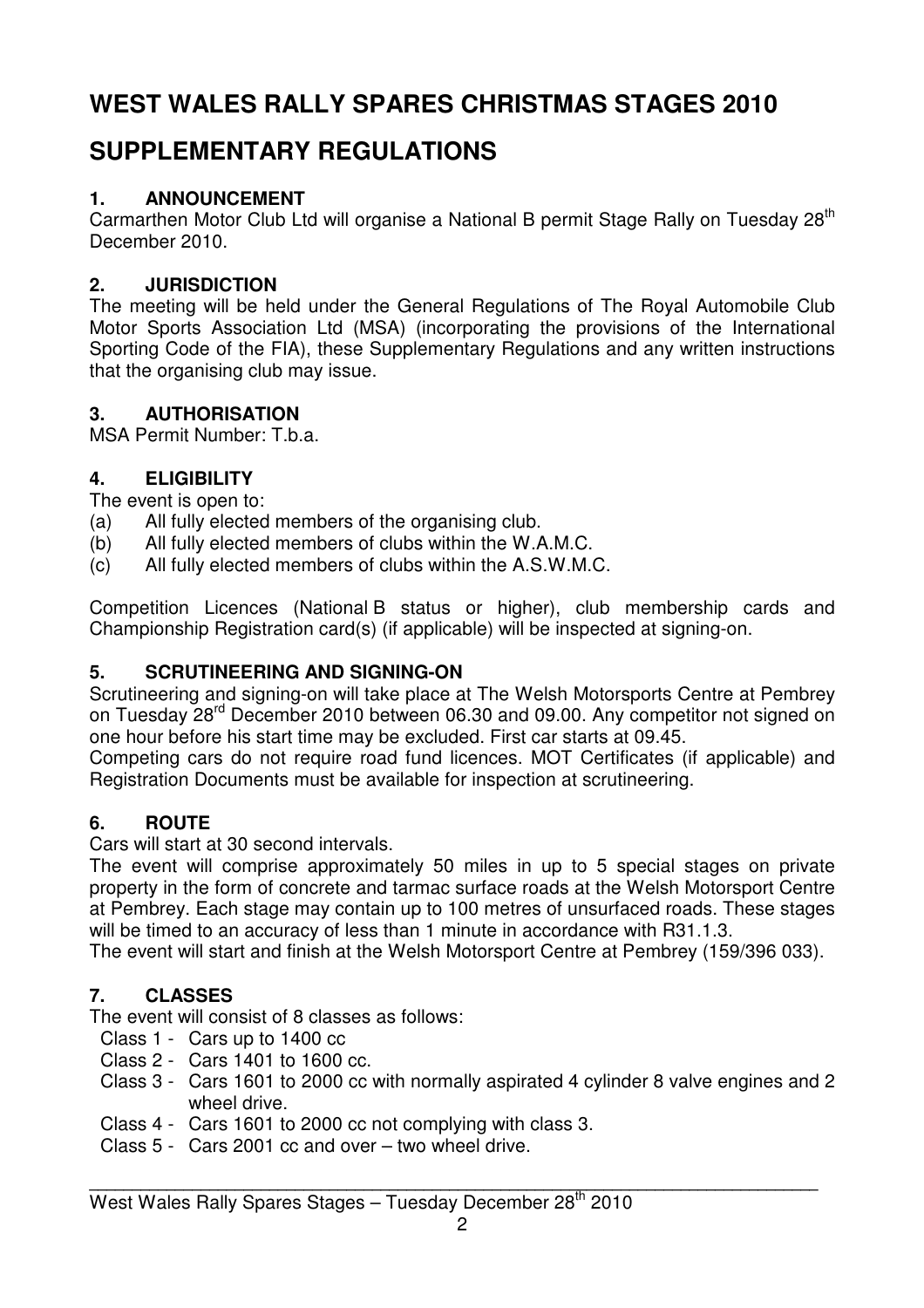# WEST WALES RALLY SPARES CHRISTMAS STAGES 2010

# SUPPLEMENTARY REGULATIONS

### 1. ANNOUNCEMENT

Carmarthen Motor Club Ltd will organise a National B permit Stage Rally on Tuesday 28th December 2010.

### 2. JURISDICTION

The meeting will be held under the General Regulations of The Royal Automobile Club Motor Sports Association Ltd (MSA) (incorporating the provisions of the International Sporting Code of the FIA), these Supplementary Regulations and any written instructions that the organising club may issue.

### 3. AUTHORISATION

MSA Permit Number: T.b.a.

### 4. ELIGIBILITY

The event is open to:

- (a) All fully elected members of the organising club.
- (b) All fully elected members of clubs within the W.A.M.C.
- (c) All fully elected members of clubs within the A.S.W.M.C.

Competition Licences (National B status or higher), club membership cards and Championship Registration card(s) (if applicable) will be inspected at signing-on.

### 5. SCRUTINEERING AND SIGNING-ON

Scrutineering and signing-on will take place at The Welsh Motorsports Centre at Pembrey on Tuesday 28rd December 2010 between 06.30 and 09.00. Any competitor not signed on one hour before his start time may be excluded. First car starts at 09.45.

Competing cars do not require road fund licences. MOT Certificates (if applicable) and Registration Documents must be available for inspection at scrutineering.

### 6. ROUTE

Cars will start at 30 second intervals.

The event will comprise approximately 50 miles in up to 5 special stages on private property in the form of concrete and tarmac surface roads at the Welsh Motorsport Centre at Pembrey. Each stage may contain up to 100 metres of unsurfaced roads. These stages will be timed to an accuracy of less than 1 minute in accordance with R31.1.3.

The event will start and finish at the Welsh Motorsport Centre at Pembrey (159/396 033).

### 7. CLASSES

The event will consist of 8 classes as follows:

- Class 1 - Cars up to 1400 cc
- Class 2 - Cars 1401 to 1600 cc.
- Class 3 - Cars 1601 to 2000 cc with normally aspirated 4 cylinder 8 valve engines and 2 wheel drive.
- Class 4 - Cars 1601 to 2000 cc not complying with class 3.
- Class 5 - Cars 2001 cc and over – two wheel drive.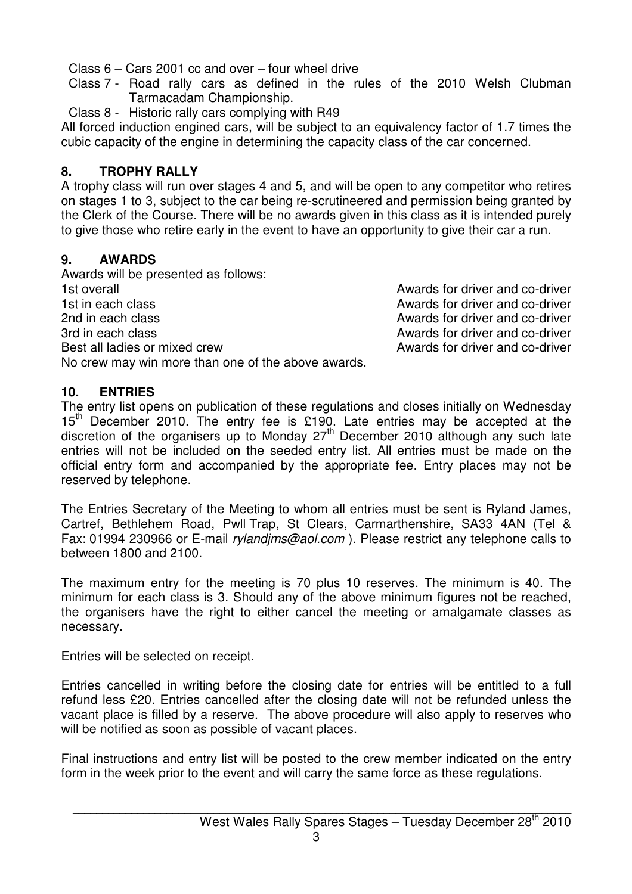Class 6 – Cars 2001 cc and over – four wheel drive

Class 7 - Road rally cars as defined in the rules of the 2010 Welsh Clubman Tarmacadam Championship.

Class 8 - Historic rally cars complying with R49

All forced induction engined cars, will be subject to an equivalency factor of 1.7 times the cubic capacity of the engine in determining the capacity class of the car concerned.

## 8. TROPHY RALLY

A trophy class will run over stages 4 and 5, and will be open to any competitor who retires on stages 1 to 3, subject to the car being re-scrutineered and permission being granted by the Clerk of the Course. There will be no awards given in this class as it is intended purely to give those who retire early in the event to have an opportunity to give their car a run.

## 9. AWARDS

Awards will be presented as follows:

| | |
|---|---|
| 1st overall | Awards for driver and co-driver |
| 1st in each class | Awards for driver and co-driver |
| 2nd in each class | Awards for driver and co-driver |
| 3rd in each class | Awards for driver and co-driver |
| Best all ladies or mixed crew | Awards for driver and co-driver |

No crew may win more than one of the above awards.

## 10. ENTRIES

The entry list opens on publication of these regulations and closes initially on Wednesday 15th December 2010. The entry fee is £190. Late entries may be accepted at the discretion of the organisers up to Monday 27th December 2010 although any such late entries will not be included on the seeded entry list. All entries must be made on the official entry form and accompanied by the appropriate fee. Entry places may not be reserved by telephone.

The Entries Secretary of the Meeting to whom all entries must be sent is Ryland James, Cartref, Bethlehem Road, Pwll Trap, St Clears, Carmarthenshire, SA33 4AN (Tel & Fax: 01994 230966 or E-mail *rylandjms@aol.com* ). Please restrict any telephone calls to between 1800 and 2100.

The maximum entry for the meeting is 70 plus 10 reserves. The minimum is 40. The minimum for each class is 3. Should any of the above minimum figures not be reached, the organisers have the right to either cancel the meeting or amalgamate classes as necessary.

Entries will be selected on receipt.

Entries cancelled in writing before the closing date for entries will be entitled to a full refund less £20. Entries cancelled after the closing date will not be refunded unless the vacant place is filled by a reserve. The above procedure will also apply to reserves who will be notified as soon as possible of vacant places.

Final instructions and entry list will be posted to the crew member indicated on the entry form in the week prior to the event and will carry the same force as these regulations.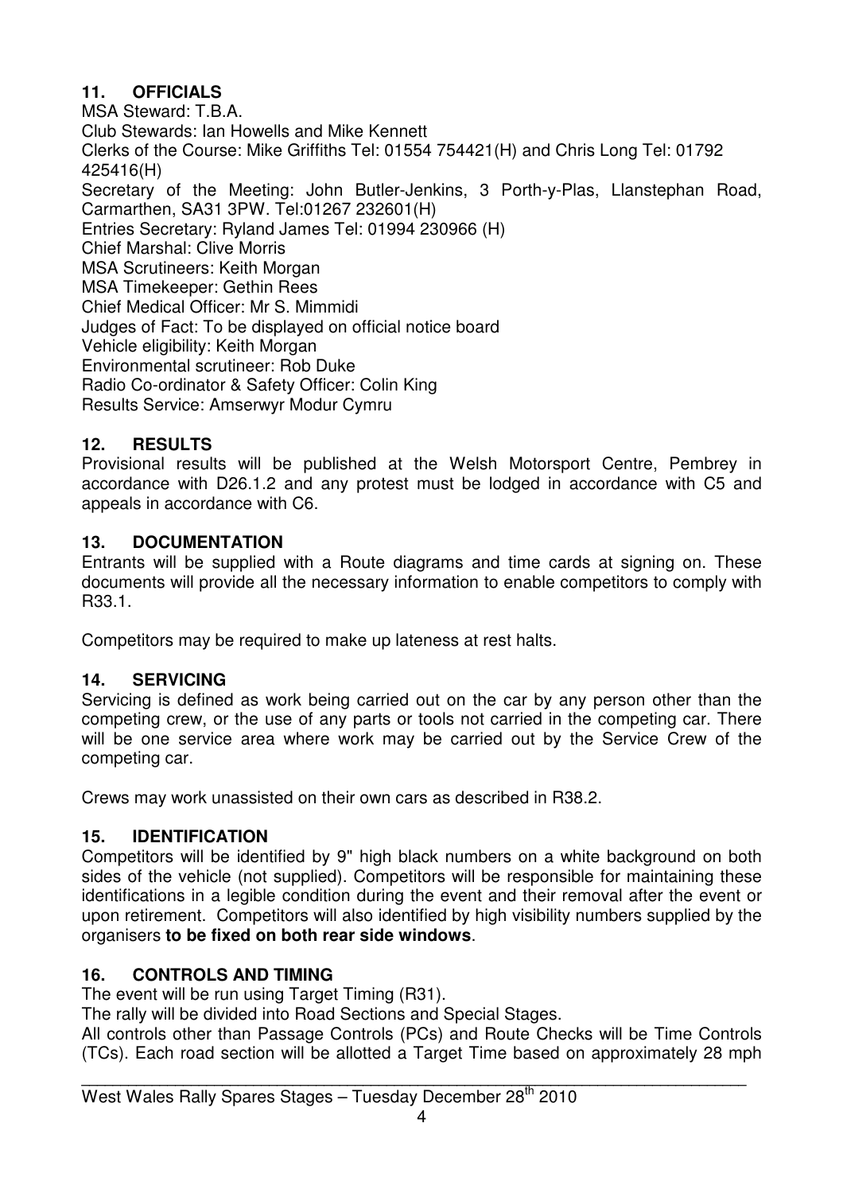## 11. OFFICIALS

MSA Steward: T.B.A.
Club Stewards: Ian Howells and Mike Kennett
Clerks of the Course: Mike Griffiths Tel: 01554 754421(H) and Chris Long Tel: 01792 425416(H)
Secretary of the Meeting: John Butler-Jenkins, 3 Porth-y-Plas, Llanstephan Road, Carmarthen, SA31 3PW. Tel:01267 232601(H)
Entries Secretary: Ryland James Tel: 01994 230966 (H)
Chief Marshal: Clive Morris
MSA Scrutineers: Keith Morgan
MSA Timekeeper: Gethin Rees
Chief Medical Officer: Mr S. Mimmidi
Judges of Fact: To be displayed on official notice board
Vehicle eligibility: Keith Morgan
Environmental scrutineer: Rob Duke
Radio Co-ordinator & Safety Officer: Colin King
Results Service: Amserwyr Modur Cymru

## 12. RESULTS

Provisional results will be published at the Welsh Motorsport Centre, Pembrey in accordance with D26.1.2 and any protest must be lodged in accordance with C5 and appeals in accordance with C6.

## 13. DOCUMENTATION

Entrants will be supplied with a Route diagrams and time cards at signing on. These documents will provide all the necessary information to enable competitors to comply with R33.1.

Competitors may be required to make up lateness at rest halts.

## 14. SERVICING

Servicing is defined as work being carried out on the car by any person other than the competing crew, or the use of any parts or tools not carried in the competing car. There will be one service area where work may be carried out by the Service Crew of the competing car.

Crews may work unassisted on their own cars as described in R38.2.

## 15. IDENTIFICATION

Competitors will be identified by 9" high black numbers on a white background on both sides of the vehicle (not supplied). Competitors will be responsible for maintaining these identifications in a legible condition during the event and their removal after the event or upon retirement. Competitors will also identified by high visibility numbers supplied by the organisers **to be fixed on both rear side windows**.

## 16. CONTROLS AND TIMING

The event will be run using Target Timing (R31).
The rally will be divided into Road Sections and Special Stages.
All controls other than Passage Controls (PCs) and Route Checks will be Time Controls (TCs). Each road section will be allotted a Target Time based on approximately 28 mph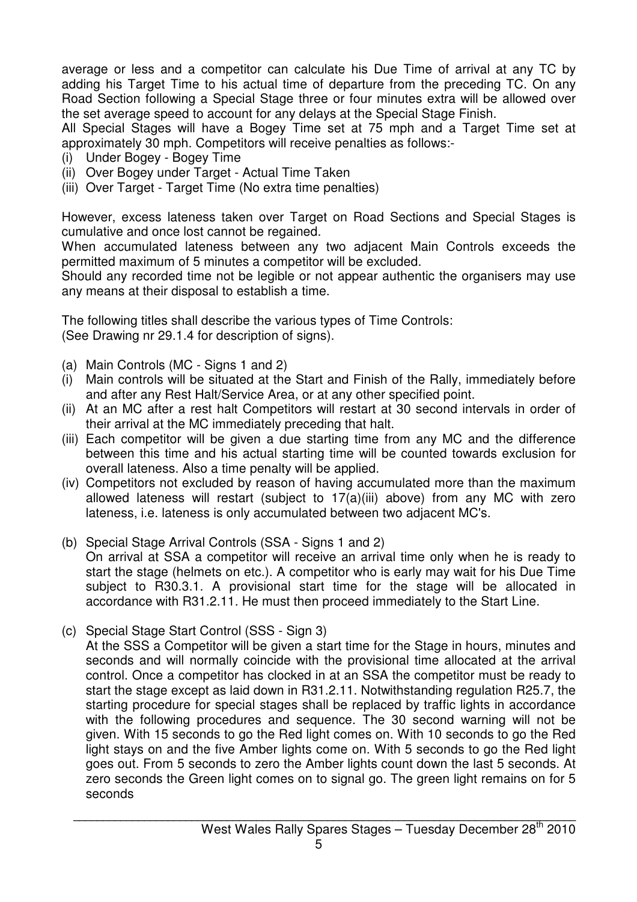average or less and a competitor can calculate his Due Time of arrival at any TC by adding his Target Time to his actual time of departure from the preceding TC. On any Road Section following a Special Stage three or four minutes extra will be allowed over the set average speed to account for any delays at the Special Stage Finish.

All Special Stages will have a Bogey Time set at 75 mph and a Target Time set at approximately 30 mph. Competitors will receive penalties as follows:-

(i) Under Bogey - Bogey Time
(ii) Over Bogey under Target - Actual Time Taken
(iii) Over Target - Target Time (No extra time penalties)

However, excess lateness taken over Target on Road Sections and Special Stages is cumulative and once lost cannot be regained.

When accumulated lateness between any two adjacent Main Controls exceeds the permitted maximum of 5 minutes a competitor will be excluded.

Should any recorded time not be legible or not appear authentic the organisers may use any means at their disposal to establish a time.

The following titles shall describe the various types of Time Controls:
(See Drawing nr 29.1.4 for description of signs).

(a) Main Controls (MC - Signs 1 and 2)

(i) Main controls will be situated at the Start and Finish of the Rally, immediately before and after any Rest Halt/Service Area, or at any other specified point.
(ii) At an MC after a rest halt Competitors will restart at 30 second intervals in order of their arrival at the MC immediately preceding that halt.
(iii) Each competitor will be given a due starting time from any MC and the difference between this time and his actual starting time will be counted towards exclusion for overall lateness. Also a time penalty will be applied.
(iv) Competitors not excluded by reason of having accumulated more than the maximum allowed lateness will restart (subject to 17(a)(iii) above) from any MC with zero lateness, i.e. lateness is only accumulated between two adjacent MC's.

(b) Special Stage Arrival Controls (SSA - Signs 1 and 2)

On arrival at SSA a competitor will receive an arrival time only when he is ready to start the stage (helmets on etc.). A competitor who is early may wait for his Due Time subject to R30.3.1. A provisional start time for the stage will be allocated in accordance with R31.2.11. He must then proceed immediately to the Start Line.

(c) Special Stage Start Control (SSS - Sign 3)

At the SSS a Competitor will be given a start time for the Stage in hours, minutes and seconds and will normally coincide with the provisional time allocated at the arrival control. Once a competitor has clocked in at an SSA the competitor must be ready to start the stage except as laid down in R31.2.11. Notwithstanding regulation R25.7, the starting procedure for special stages shall be replaced by traffic lights in accordance with the following procedures and sequence. The 30 second warning will not be given. With 15 seconds to go the Red light comes on. With 10 seconds to go the Red light stays on and the five Amber lights come on. With 5 seconds to go the Red light goes out. From 5 seconds to zero the Amber lights count down the last 5 seconds. At zero seconds the Green light comes on to signal go. The green light remains on for 5 seconds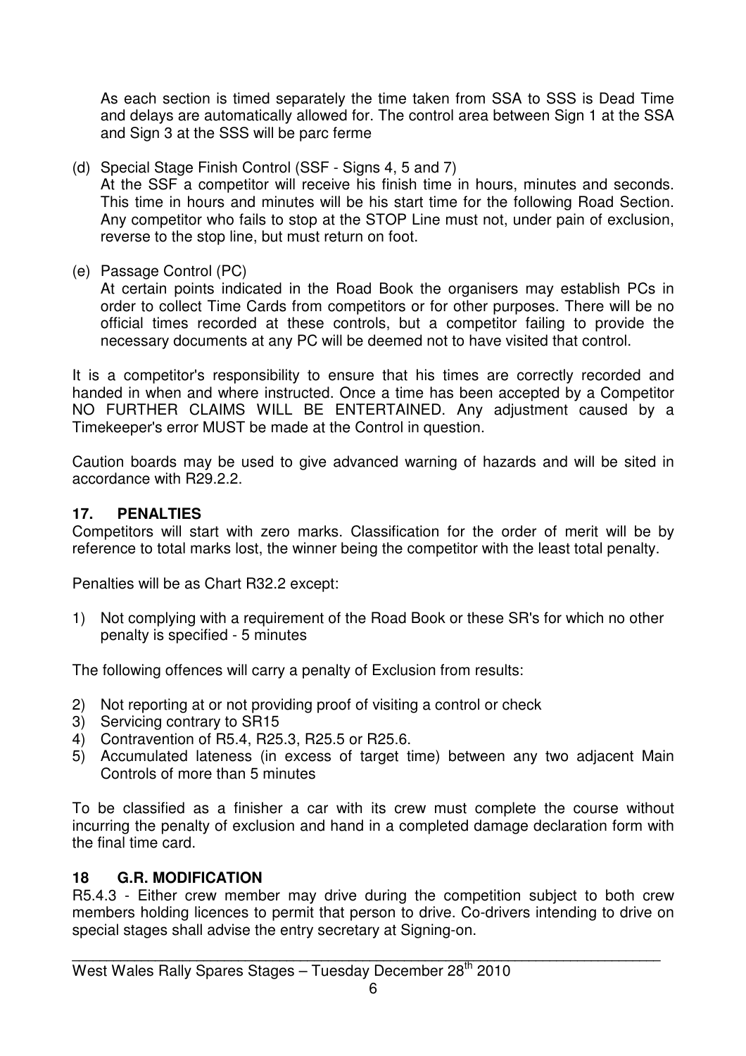As each section is timed separately the time taken from SSA to SSS is Dead Time and delays are automatically allowed for. The control area between Sign 1 at the SSA and Sign 3 at the SSS will be parc ferme

(d) Special Stage Finish Control (SSF - Signs 4, 5 and 7)
At the SSF a competitor will receive his finish time in hours, minutes and seconds. This time in hours and minutes will be his start time for the following Road Section. Any competitor who fails to stop at the STOP Line must not, under pain of exclusion, reverse to the stop line, but must return on foot.

(e) Passage Control (PC)
At certain points indicated in the Road Book the organisers may establish PCs in order to collect Time Cards from competitors or for other purposes. There will be no official times recorded at these controls, but a competitor failing to provide the necessary documents at any PC will be deemed not to have visited that control.

It is a competitor's responsibility to ensure that his times are correctly recorded and handed in when and where instructed. Once a time has been accepted by a Competitor NO FURTHER CLAIMS WILL BE ENTERTAINED. Any adjustment caused by a Timekeeper's error MUST be made at the Control in question.

Caution boards may be used to give advanced warning of hazards and will be sited in accordance with R29.2.2.

## 17. PENALTIES

Competitors will start with zero marks. Classification for the order of merit will be by reference to total marks lost, the winner being the competitor with the least total penalty.

Penalties will be as Chart R32.2 except:

1) Not complying with a requirement of the Road Book or these SR's for which no other penalty is specified - 5 minutes

The following offences will carry a penalty of Exclusion from results:

2) Not reporting at or not providing proof of visiting a control or check
3) Servicing contrary to SR15
4) Contravention of R5.4, R25.3, R25.5 or R25.6.
5) Accumulated lateness (in excess of target time) between any two adjacent Main Controls of more than 5 minutes

To be classified as a finisher a car with its crew must complete the course without incurring the penalty of exclusion and hand in a completed damage declaration form with the final time card.

## 18 G.R. MODIFICATION

R5.4.3 - Either crew member may drive during the competition subject to both crew members holding licences to permit that person to drive. Co-drivers intending to drive on special stages shall advise the entry secretary at Signing-on.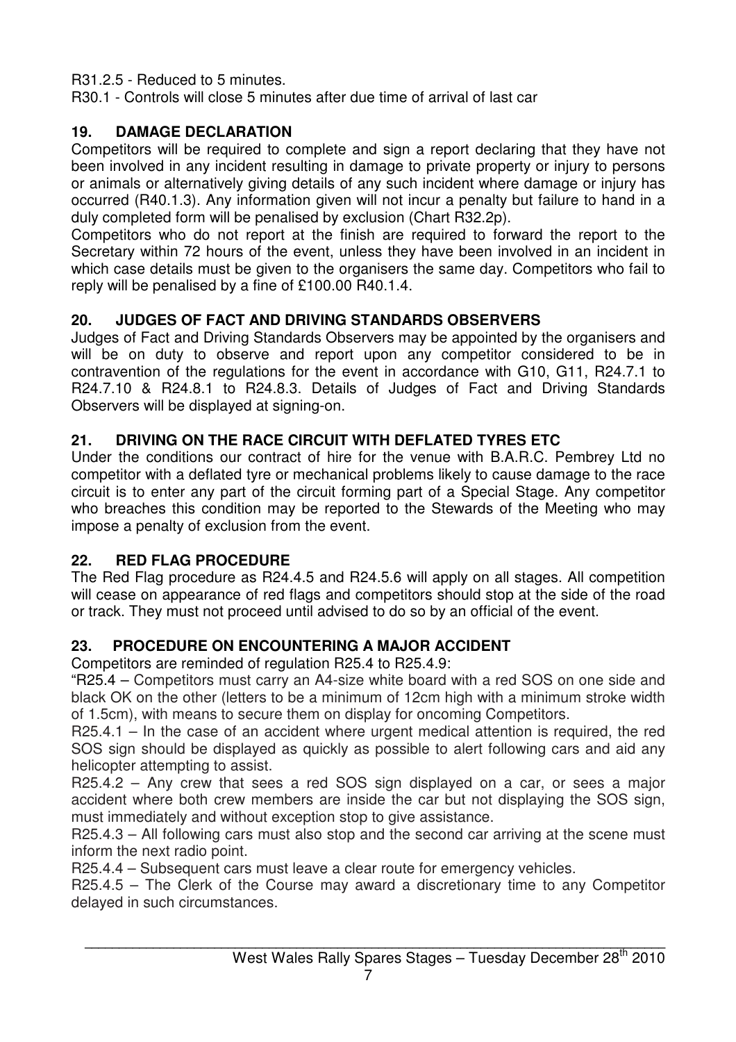R31.2.5 - Reduced to 5 minutes.
R30.1 - Controls will close 5 minutes after due time of arrival of last car

## 19. DAMAGE DECLARATION

Competitors will be required to complete and sign a report declaring that they have not been involved in any incident resulting in damage to private property or injury to persons or animals or alternatively giving details of any such incident where damage or injury has occurred (R40.1.3). Any information given will not incur a penalty but failure to hand in a duly completed form will be penalised by exclusion (Chart R32.2p).
Competitors who do not report at the finish are required to forward the report to the Secretary within 72 hours of the event, unless they have been involved in an incident in which case details must be given to the organisers the same day. Competitors who fail to reply will be penalised by a fine of £100.00 R40.1.4.

## 20. JUDGES OF FACT AND DRIVING STANDARDS OBSERVERS

Judges of Fact and Driving Standards Observers may be appointed by the organisers and will be on duty to observe and report upon any competitor considered to be in contravention of the regulations for the event in accordance with G10, G11, R24.7.1 to R24.7.10 & R24.8.1 to R24.8.3. Details of Judges of Fact and Driving Standards Observers will be displayed at signing-on.

## 21. DRIVING ON THE RACE CIRCUIT WITH DEFLATED TYRES ETC

Under the conditions our contract of hire for the venue with B.A.R.C. Pembrey Ltd no competitor with a deflated tyre or mechanical problems likely to cause damage to the race circuit is to enter any part of the circuit forming part of a Special Stage. Any competitor who breaches this condition may be reported to the Stewards of the Meeting who may impose a penalty of exclusion from the event.

## 22. RED FLAG PROCEDURE

The Red Flag procedure as R24.4.5 and R24.5.6 will apply on all stages. All competition will cease on appearance of red flags and competitors should stop at the side of the road or track. They must not proceed until advised to do so by an official of the event.

## 23. PROCEDURE ON ENCOUNTERING A MAJOR ACCIDENT

Competitors are reminded of regulation R25.4 to R25.4.9:
"R25.4 – Competitors must carry an A4-size white board with a red SOS on one side and black OK on the other (letters to be a minimum of 12cm high with a minimum stroke width of 1.5cm), with means to secure them on display for oncoming Competitors.
R25.4.1 – In the case of an accident where urgent medical attention is required, the red SOS sign should be displayed as quickly as possible to alert following cars and aid any helicopter attempting to assist.
R25.4.2 – Any crew that sees a red SOS sign displayed on a car, or sees a major accident where both crew members are inside the car but not displaying the SOS sign, must immediately and without exception stop to give assistance.
R25.4.3 – All following cars must also stop and the second car arriving at the scene must inform the next radio point.
R25.4.4 – Subsequent cars must leave a clear route for emergency vehicles.
R25.4.5 – The Clerk of the Course may award a discretionary time to any Competitor delayed in such circumstances.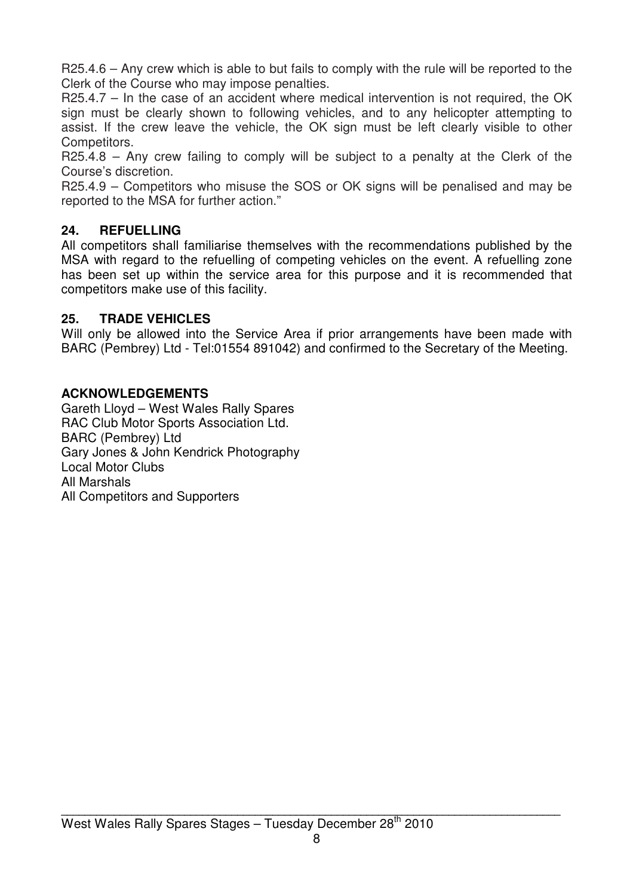R25.4.6 – Any crew which is able to but fails to comply with the rule will be reported to the Clerk of the Course who may impose penalties.

R25.4.7 – In the case of an accident where medical intervention is not required, the OK sign must be clearly shown to following vehicles, and to any helicopter attempting to assist. If the crew leave the vehicle, the OK sign must be left clearly visible to other Competitors.

R25.4.8 – Any crew failing to comply will be subject to a penalty at the Clerk of the Course's discretion.

R25.4.9 – Competitors who misuse the SOS or OK signs will be penalised and may be reported to the MSA for further action."

## 24. REFUELLING

All competitors shall familiarise themselves with the recommendations published by the MSA with regard to the refuelling of competing vehicles on the event. A refuelling zone has been set up within the service area for this purpose and it is recommended that competitors make use of this facility.

## 25. TRADE VEHICLES

Will only be allowed into the Service Area if prior arrangements have been made with BARC (Pembrey) Ltd - Tel:01554 891042) and confirmed to the Secretary of the Meeting.

## ACKNOWLEDGEMENTS

Gareth Lloyd – West Wales Rally Spares
RAC Club Motor Sports Association Ltd.
BARC (Pembrey) Ltd
Gary Jones & John Kendrick Photography
Local Motor Clubs
All Marshals
All Competitors and Supporters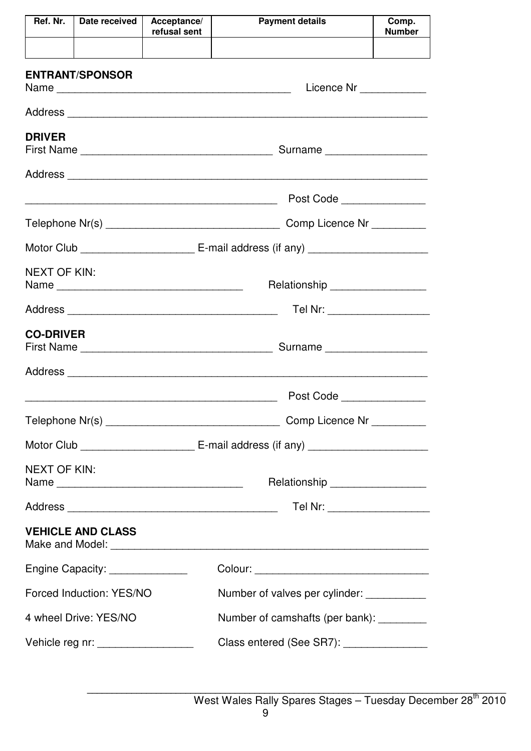| Ref. Nr. | Date received | Acceptance/ refusal sent | Payment details | Comp. Number |
|---|---|---|---|---|
| | | | | |

**ENTRANT/SPONSOR**

Name ________________________________________ Licence Nr ___________

Address ______________________________________________________________

**DRIVER**

First Name ________________________________ Surname _________________

Address ______________________________________________________________

___________________________________________ Post Code ______________

Telephone Nr(s) ______________________________ Comp Licence Nr _________

Motor Club ___________________ E-mail address (if any) ____________________

NEXT OF KIN:

Name _______________________________ Relationship ________________

Address ____________________________________ Tel Nr: _________________

**CO-DRIVER**

First Name ________________________________ Surname _________________

Address ______________________________________________________________

___________________________________________ Post Code ______________

Telephone Nr(s) ______________________________ Comp Licence Nr _________

Motor Club ___________________ E-mail address (if any) ____________________

NEXT OF KIN:

Name _______________________________ Relationship ________________

Address ____________________________________ Tel Nr: _________________

**VEHICLE AND CLASS**

Make and Model: _______________________________________________________

Engine Capacity: _____________ Colour: _____________________________

Forced Induction: YES/NO Number of valves per cylinder: __________

4 wheel Drive: YES/NO Number of camshafts (per bank): ________

Vehicle reg nr: ________________ Class entered (See SR7): ______________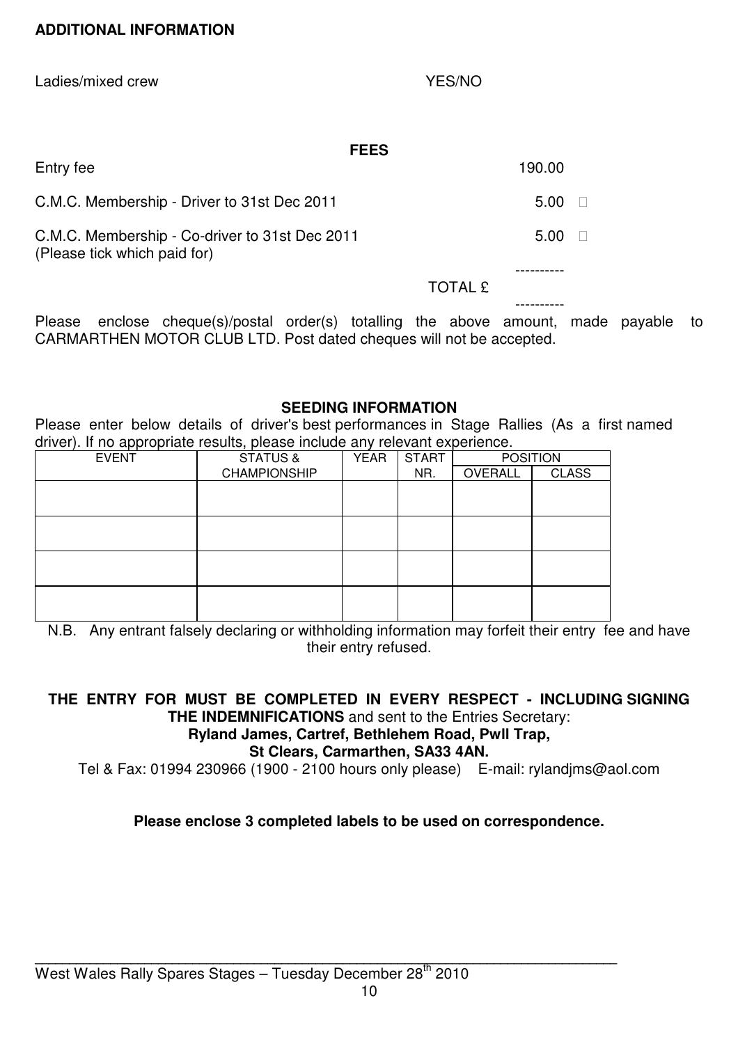**ADDITIONAL INFORMATION**

Ladies/mixed crew YES/NO

**FEES**

| | |
|---|---|
| Entry fee | 190.00 |
| C.M.C. Membership - Driver to 31st Dec 2011 | 5.00 □ |
| C.M.C. Membership - Co-driver to 31st Dec 2011<br>(Please tick which paid for) | 5.00 □ |
| TOTAL £ | |

Please enclose cheque(s)/postal order(s) totalling the above amount, made payable to CARMARTHEN MOTOR CLUB LTD. Post dated cheques will not be accepted.

**SEEDING INFORMATION**

Please enter below details of driver's best performances in Stage Rallies (As a first named driver). If no appropriate results, please include any relevant experience.

| EVENT | STATUS & CHAMPIONSHIP | YEAR | START NR. | POSITION | |
|---|---|---|---|---|---|
| | | | | OVERALL | CLASS |
| | | | | | |
| | | | | | |
| | | | | | |
| | | | | | |

N.B. Any entrant falsely declaring or withholding information may forfeit their entry fee and have their entry refused.

**THE ENTRY FOR MUST BE COMPLETED IN EVERY RESPECT - INCLUDING SIGNING THE INDEMNIFICATIONS** and sent to the Entries Secretary:
**Ryland James, Cartref, Bethlehem Road, Pwll Trap,**
**St Clears, Carmarthen, SA33 4AN.**
Tel & Fax: 01994 230966 (1900 - 2100 hours only please) E-mail: rylandjms@aol.com

**Please enclose 3 completed labels to be used on correspondence.**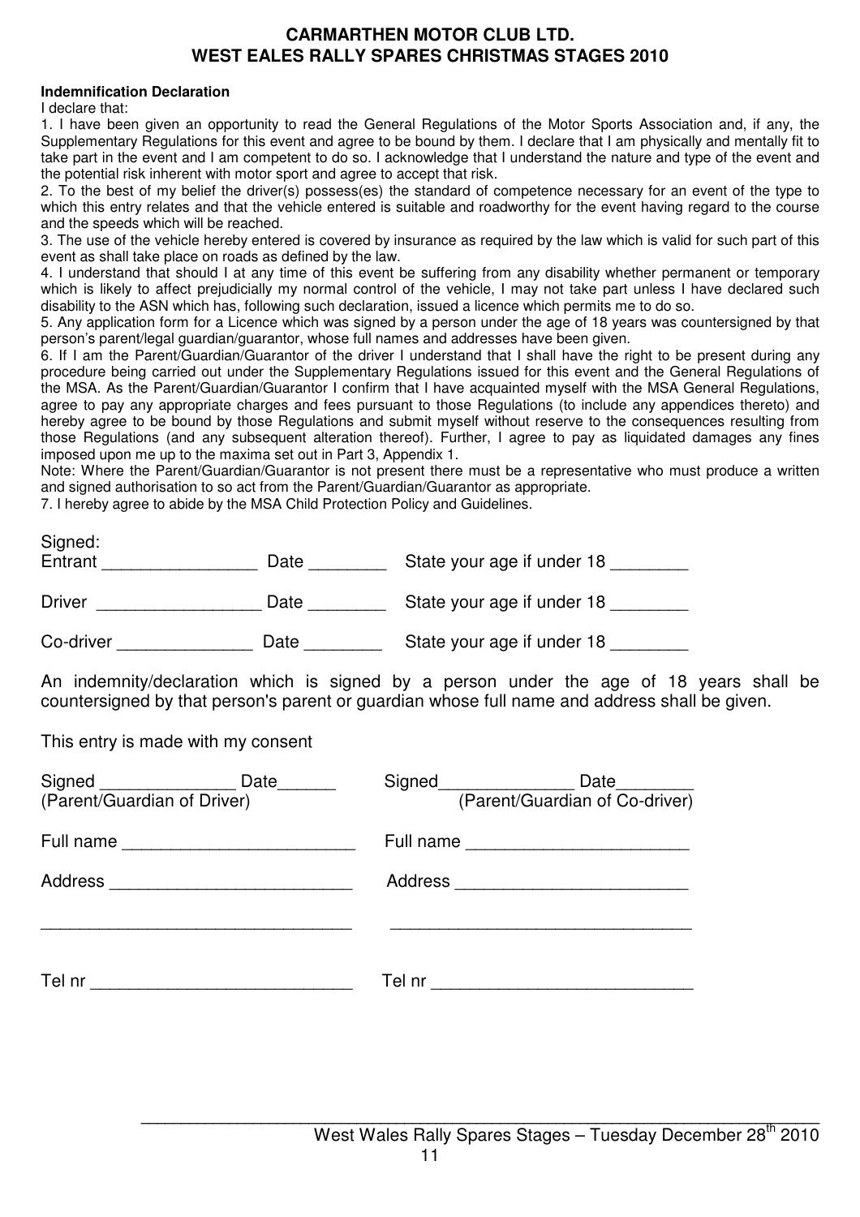# CARMARTHEN MOTOR CLUB LTD.
# WEST EALES RALLY SPARES CHRISTMAS STAGES 2010

**Indemnification Declaration**

I declare that:

1. I have been given an opportunity to read the General Regulations of the Motor Sports Association and, if any, the Supplementary Regulations for this event and agree to be bound by them. I declare that I am physically and mentally fit to take part in the event and I am competent to do so. I acknowledge that I understand the nature and type of the event and the potential risk inherent with motor sport and agree to accept that risk.
2. To the best of my belief the driver(s) possess(es) the standard of competence necessary for an event of the type to which this entry relates and that the vehicle entered is suitable and roadworthy for the event having regard to the course and the speeds which will be reached.
3. The use of the vehicle hereby entered is covered by insurance as required by the law which is valid for such part of this event as shall take place on roads as defined by the law.
4. I understand that should I at any time of this event be suffering from any disability whether permanent or temporary which is likely to affect prejudicially my normal control of the vehicle, I may not take part unless I have declared such disability to the ASN which has, following such declaration, issued a licence which permits me to do so.
5. Any application form for a Licence which was signed by a person under the age of 18 years was countersigned by that person's parent/legal guardian/guarantor, whose full names and addresses have been given.
6. If I am the Parent/Guardian/Guarantor of the driver I understand that I shall have the right to be present during any procedure being carried out under the Supplementary Regulations issued for this event and the General Regulations of the MSA. As the Parent/Guardian/Guarantor I confirm that I have acquainted myself with the MSA General Regulations, agree to pay any appropriate charges and fees pursuant to those Regulations (to include any appendices thereto) and hereby agree to be bound by those Regulations and submit myself without reserve to the consequences resulting from those Regulations (and any subsequent alteration thereof). Further, I agree to pay as liquidated damages any fines imposed upon me up to the maxima set out in Part 3, Appendix 1.

Note: Where the Parent/Guardian/Guarantor is not present there must be a representative who must produce a written and signed authorisation to so act from the Parent/Guardian/Guarantor as appropriate.

7. I hereby agree to abide by the MSA Child Protection Policy and Guidelines.

Signed:

Entrant ________________ Date ________ State your age if under 18 ________

Driver _________________ Date ________ State your age if under 18 ________

Co-driver ______________ Date ________ State your age if under 18 ________

An indemnity/declaration which is signed by a person under the age of 18 years shall be countersigned by that person's parent or guardian whose full name and address shall be given.

This entry is made with my consent

Signed ______________ Date______
(Parent/Guardian of Driver)

Full name ________________________

Address _________________________

_________________________________

Tel nr ___________________________

Signed______________ Date________
(Parent/Guardian of Co-driver)

Full name _______________________

Address ________________________

_______________________________

Tel nr __________________________

West Wales Rally Spares Stages – Tuesday December 28th 2010